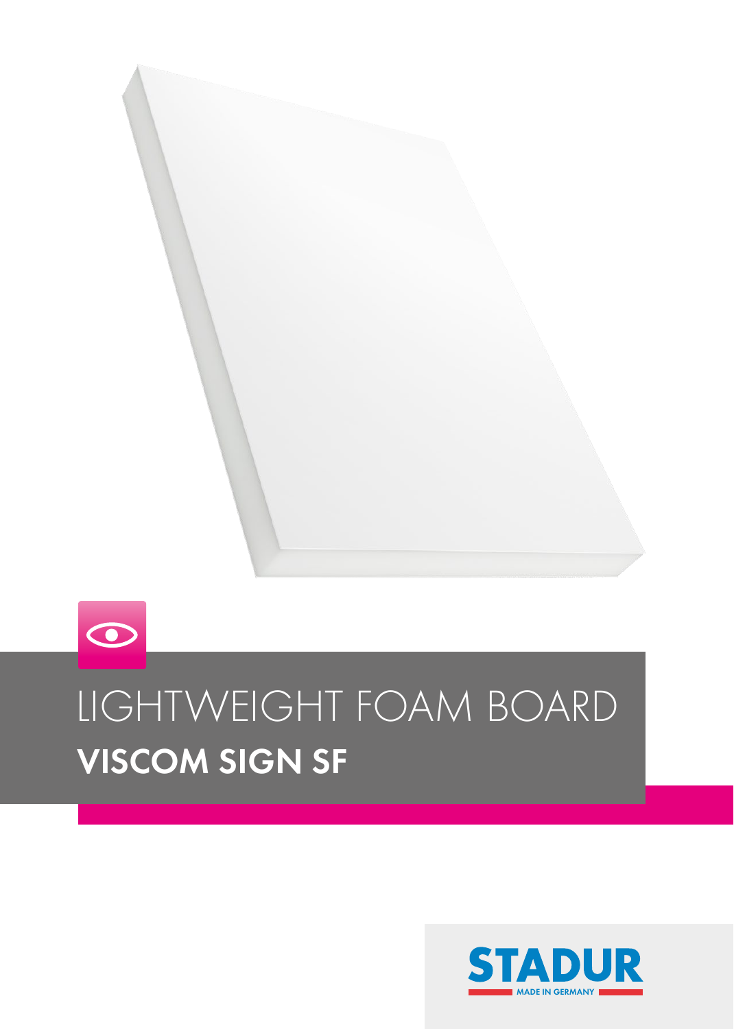# LIGHTWEIGHT FOAM BOARD

## VISCOM SIGN SF

STADUR

MADE IN GERMANY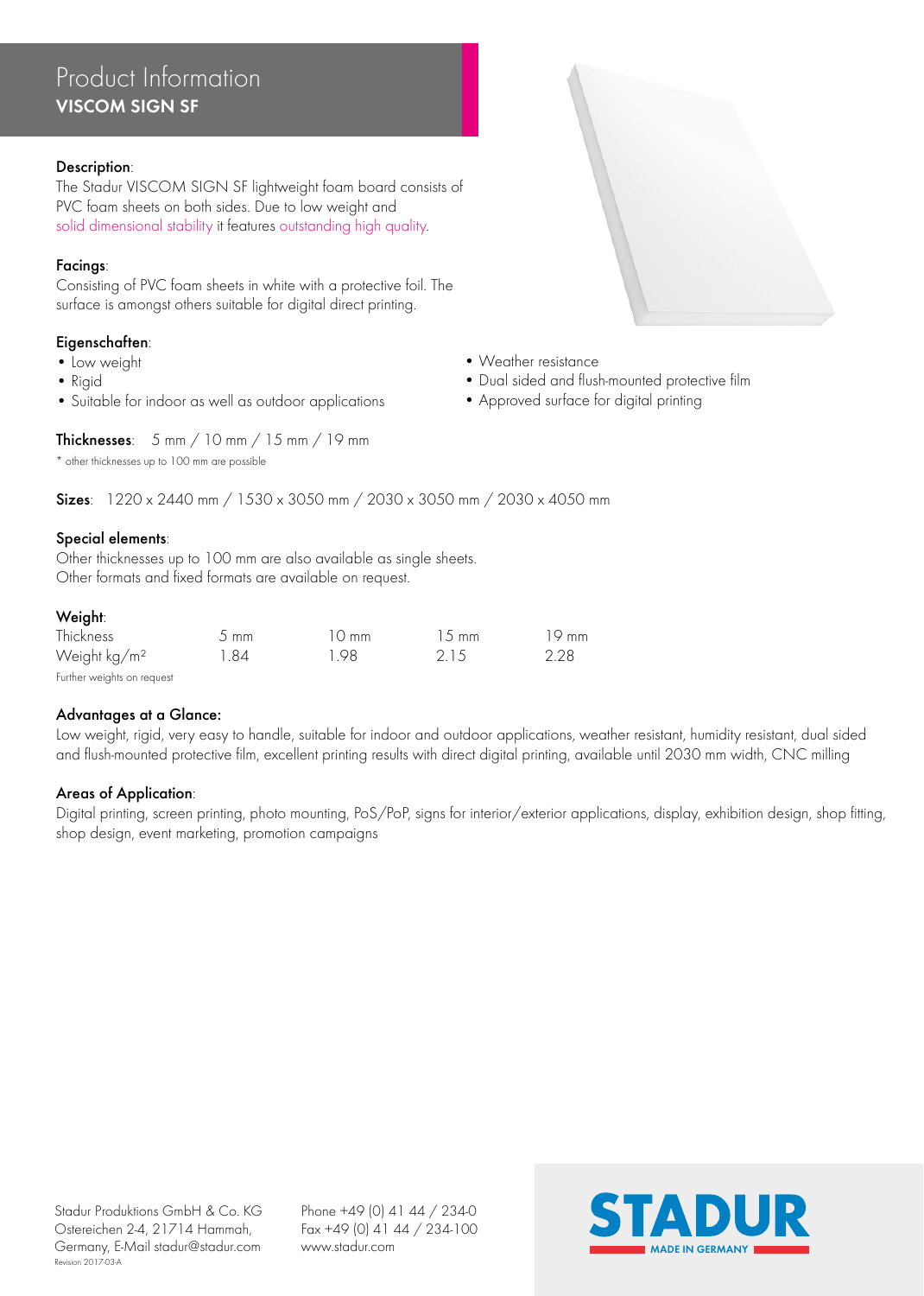# Product Information
## VISCOM SIGN SF

**Description**:
The Stadur VISCOM SIGN SF lightweight foam board consists of PVC foam sheets on both sides. Due to low weight and solid dimensional stability it features outstanding high quality.

**Facings**:
Consisting of PVC foam sheets in white with a protective foil. The surface is amongst others suitable for digital direct printing.

**Eigenschaften**:
- Low weight
- Rigid
- Suitable for indoor as well as outdoor applications
- Weather resistance
- Dual sided and flush-mounted protective film
- Approved surface for digital printing

**Thicknesses**: 5 mm / 10 mm / 15 mm / 19 mm
* other thicknesses up to 100 mm are possible

**Sizes**: 1220 x 2440 mm / 1530 x 3050 mm / 2030 x 3050 mm / 2030 x 4050 mm

**Special elements**:
Other thicknesses up to 100 mm are also available as single sheets.
Other formats and fixed formats are available on request.

**Weight**:

| Thickness | 5 mm | 10 mm | 15 mm | 19 mm |
|---|---|---|---|---|
| Weight kg/m² | 1.84 | 1.98 | 2.15 | 2.28 |

Further weights on request

**Advantages at a Glance:**
Low weight, rigid, very easy to handle, suitable for indoor and outdoor applications, weather resistant, humidity resistant, dual sided and flush-mounted protective film, excellent printing results with direct digital printing, available until 2030 mm width, CNC milling

**Areas of Application**:
Digital printing, screen printing, photo mounting, PoS/PoP, signs for interior/exterior applications, display, exhibition design, shop fitting, shop design, event marketing, promotion campaigns

Stadur Produktions GmbH & Co. KG
Ostereichen 2-4, 21714 Hammah,
Germany, E-Mail stadur@stadur.com
Revision 2017-03-A

Phone +49 (0) 41 44 / 234-0
Fax +49 (0) 41 44 / 234-100
www.stadur.com

STADUR
MADE IN GERMANY